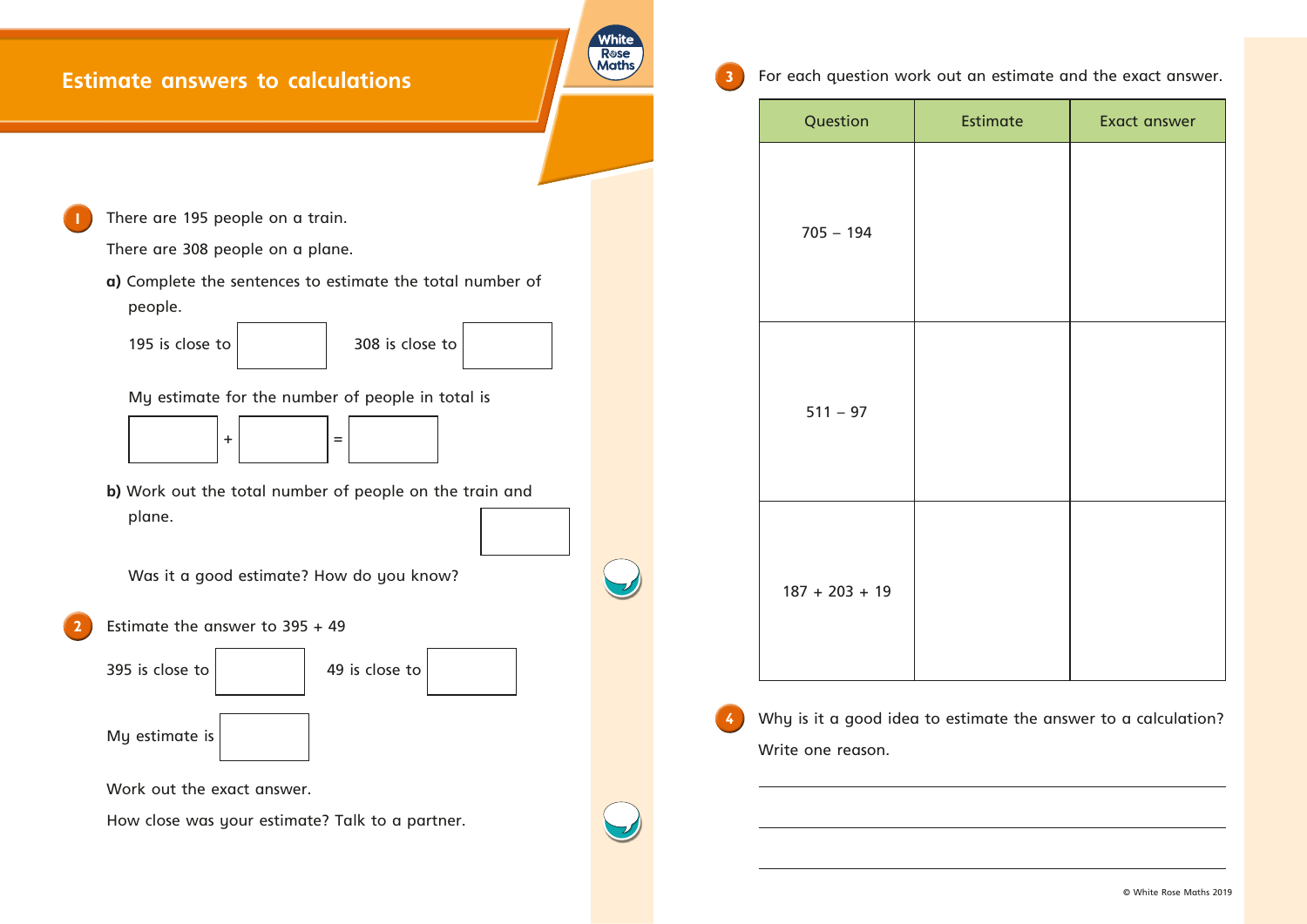# Estimate answers to calculations

**1** There are 195 people on a train.

There are 308 people on a plane.

**a)** Complete the sentences to estimate the total number of people.

195 is close to ☐ 308 is close to ☐

My estimate for the number of people in total is

☐ + ☐ = ☐

**b)** Work out the total number of people on the train and plane. ☐

Was it a good estimate? How do you know?

**2** Estimate the answer to 395 + 49

395 is close to ☐ 49 is close to ☐

My estimate is ☐

Work out the exact answer.

How close was your estimate? Talk to a partner.

**3** For each question work out an estimate and the exact answer.

| Question | Estimate | Exact answer |
|---|---|---|
| 705 – 194 | | |
| 511 – 97 | | |
| 187 + 203 + 19 | | |

**4** Why is it a good idea to estimate the answer to a calculation?

Write one reason.

______________________________________________

______________________________________________

______________________________________________

© White Rose Maths 2019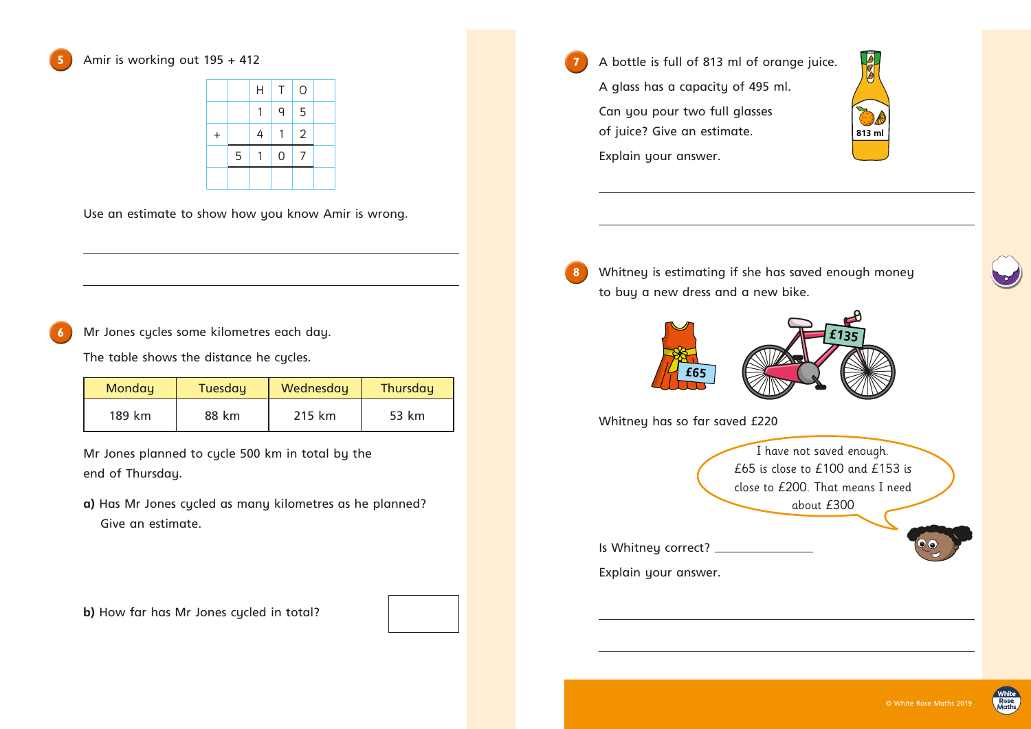**5** Amir is working out 195 + 412

| | | H | T | O | |
|---|---|---|---|---|---|
| | | 1 | 9 | 5 | |
| + | | 4 | 1 | 2 | |
| | 5 | 1 | 0 | 7 | |
| | | | | | |

Use an estimate to show how you know Amir is wrong.

**6** Mr Jones cycles some kilometres each day.

The table shows the distance he cycles.

| Monday | Tuesday | Wednesday | Thursday |
|---|---|---|---|
| 189 km | 88 km | 215 km | 53 km |

Mr Jones planned to cycle 500 km in total by the end of Thursday.

**a)** Has Mr Jones cycled as many kilometres as he planned? Give an estimate.

**b)** How far has Mr Jones cycled in total?

**7** A bottle is full of 813 ml of orange juice.

A glass has a capacity of 495 ml.

Can you pour two full glasses of juice? Give an estimate.

Explain your answer.

813 ml

**8** Whitney is estimating if she has saved enough money to buy a new dress and a new bike.

£65

£135

Whitney has so far saved £220

I have not saved enough. £65 is close to £100 and £153 is close to £200. That means I need about £300

Is Whitney correct? ______________

Explain your answer.